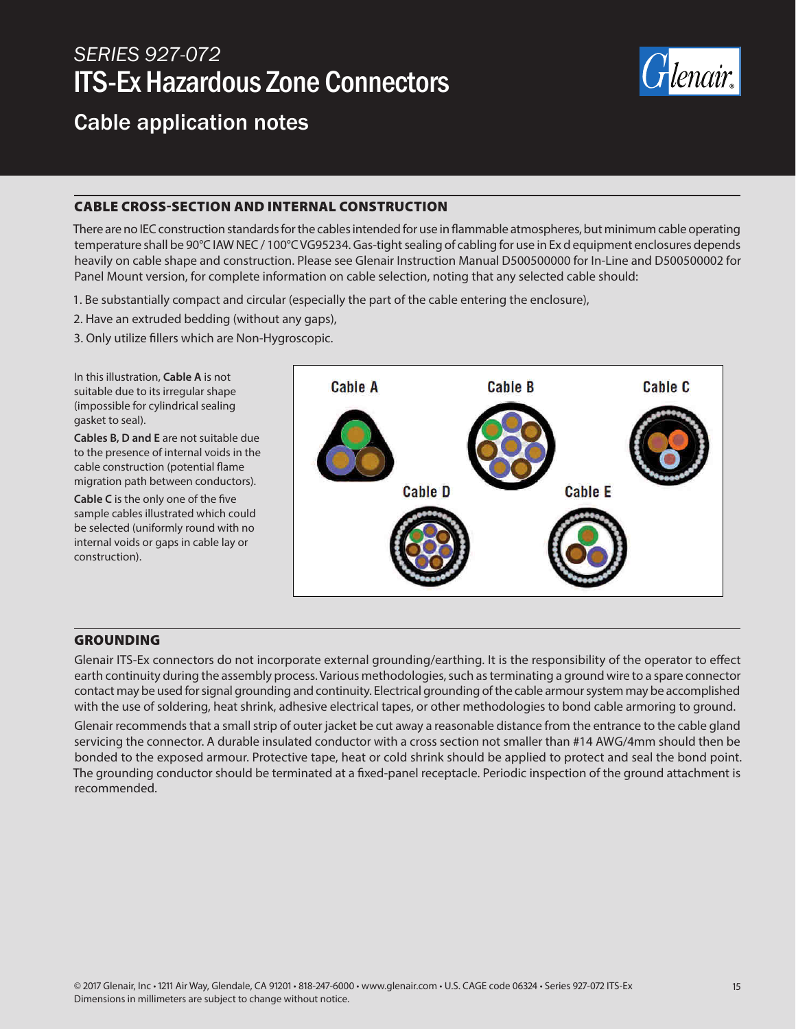# SERIES 927-072

# ITS-Ex Hazardous Zone Connectors

## Cable application notes

### CABLE CROSS-SECTION AND INTERNAL CONSTRUCTION

There are no IEC construction standards for the cables intended for use in flammable atmospheres, but minimum cable operating temperature shall be 90°C IAW NEC / 100°C VG95234. Gas-tight sealing of cabling for use in Ex d equipment enclosures depends heavily on cable shape and construction. Please see Glenair Instruction Manual D500500000 for In-Line and D500500002 for Panel Mount version, for complete information on cable selection, noting that any selected cable should:

1. Be substantially compact and circular (especially the part of the cable entering the enclosure),
2. Have an extruded bedding (without any gaps),
3. Only utilize fillers which are Non-Hygroscopic.

In this illustration, **Cable A** is not suitable due to its irregular shape (impossible for cylindrical sealing gasket to seal).

**Cables B, D and E** are not suitable due to the presence of internal voids in the cable construction (potential flame migration path between conductors).

**Cable C** is the only one of the five sample cables illustrated which could be selected (uniformly round with no internal voids or gaps in cable lay or construction).

Cable A Cable B Cable C Cable D Cable E

### GROUNDING

Glenair ITS-Ex connectors do not incorporate external grounding/earthing. It is the responsibility of the operator to effect earth continuity during the assembly process. Various methodologies, such as terminating a ground wire to a spare connector contact may be used for signal grounding and continuity. Electrical grounding of the cable armour system may be accomplished with the use of soldering, heat shrink, adhesive electrical tapes, or other methodologies to bond cable armoring to ground.

Glenair recommends that a small strip of outer jacket be cut away a reasonable distance from the entrance to the cable gland servicing the connector. A durable insulated conductor with a cross section not smaller than #14 AWG/4mm should then be bonded to the exposed armour. Protective tape, heat or cold shrink should be applied to protect and seal the bond point. The grounding conductor should be terminated at a fixed-panel receptacle. Periodic inspection of the ground attachment is recommended.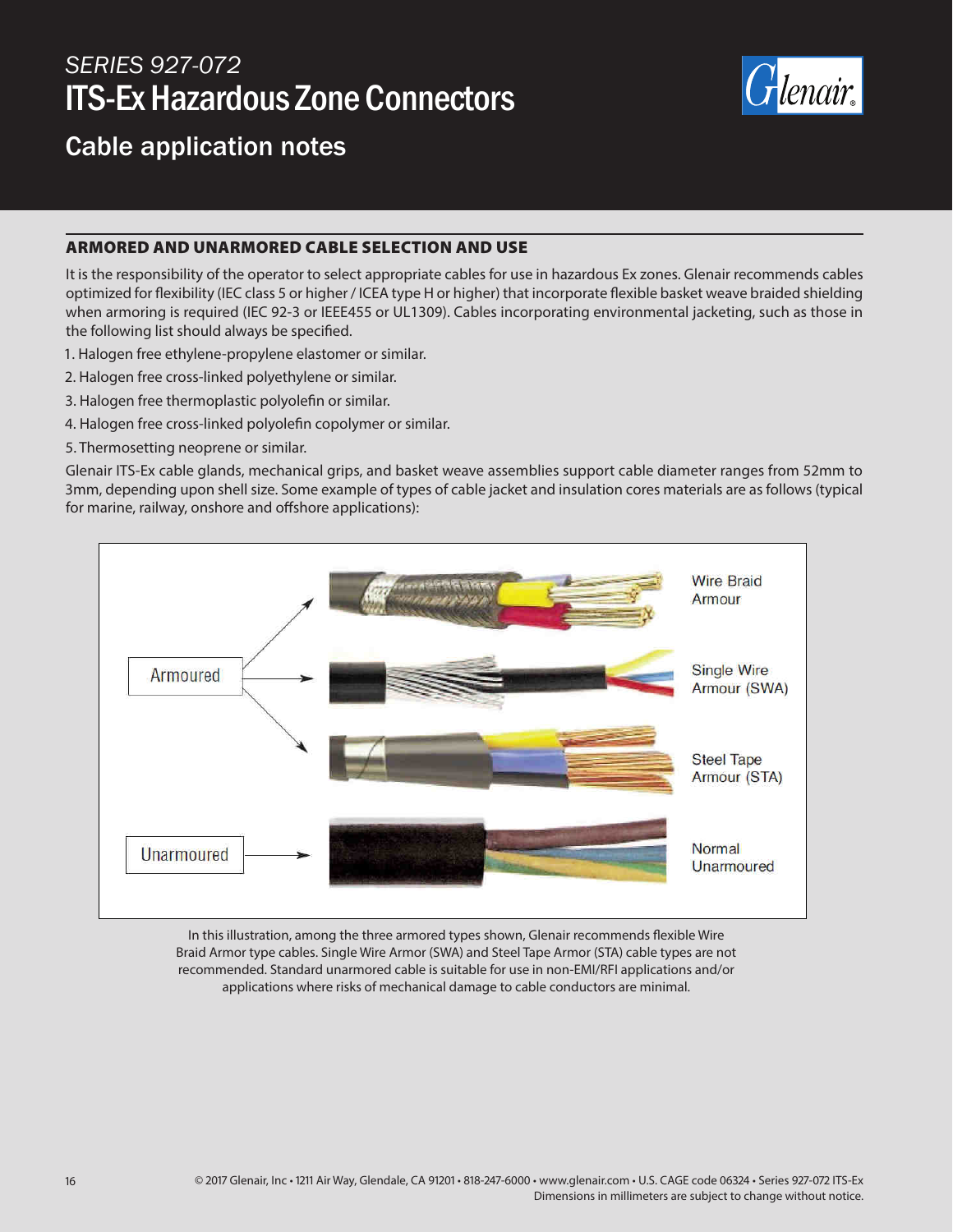# SERIES 927-072

# ITS-Ex Hazardous Zone Connectors

## Cable application notes

### ARMORED AND UNARMORED CABLE SELECTION AND USE

It is the responsibility of the operator to select appropriate cables for use in hazardous Ex zones. Glenair recommends cables optimized for flexibility (IEC class 5 or higher / ICEA type H or higher) that incorporate flexible basket weave braided shielding when armoring is required (IEC 92-3 or IEEE455 or UL1309). Cables incorporating environmental jacketing, such as those in the following list should always be specified.

1. Halogen free ethylene-propylene elastomer or similar.
2. Halogen free cross-linked polyethylene or similar.
3. Halogen free thermoplastic polyolefin or similar.
4. Halogen free cross-linked polyolefin copolymer or similar.
5. Thermosetting neoprene or similar.

Glenair ITS-Ex cable glands, mechanical grips, and basket weave assemblies support cable diameter ranges from 52mm to 3mm, depending upon shell size. Some example of types of cable jacket and insulation cores materials are as follows (typical for marine, railway, onshore and offshore applications):

Armoured

Unarmoured

Wire Braid Armour

Single Wire Armour (SWA)

Steel Tape Armour (STA)

Normal Unarmoured

In this illustration, among the three armored types shown, Glenair recommends flexible Wire Braid Armor type cables. Single Wire Armor (SWA) and Steel Tape Armor (STA) cable types are not recommended. Standard unarmored cable is suitable for use in non-EMI/RFI applications and/or applications where risks of mechanical damage to cable conductors are minimal.